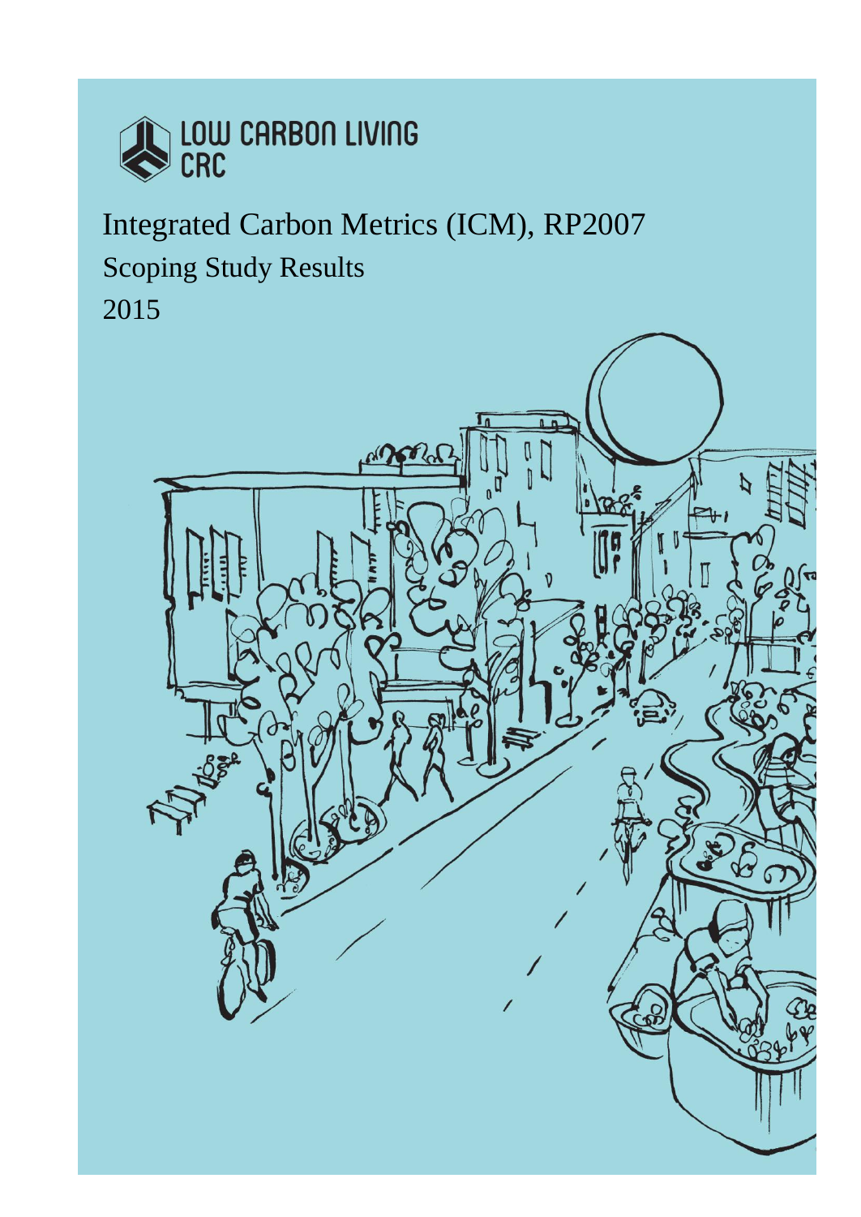LOW CARBON LIVING CRC

# Integrated Carbon Metrics (ICM), RP2007

## Scoping Study Results

2015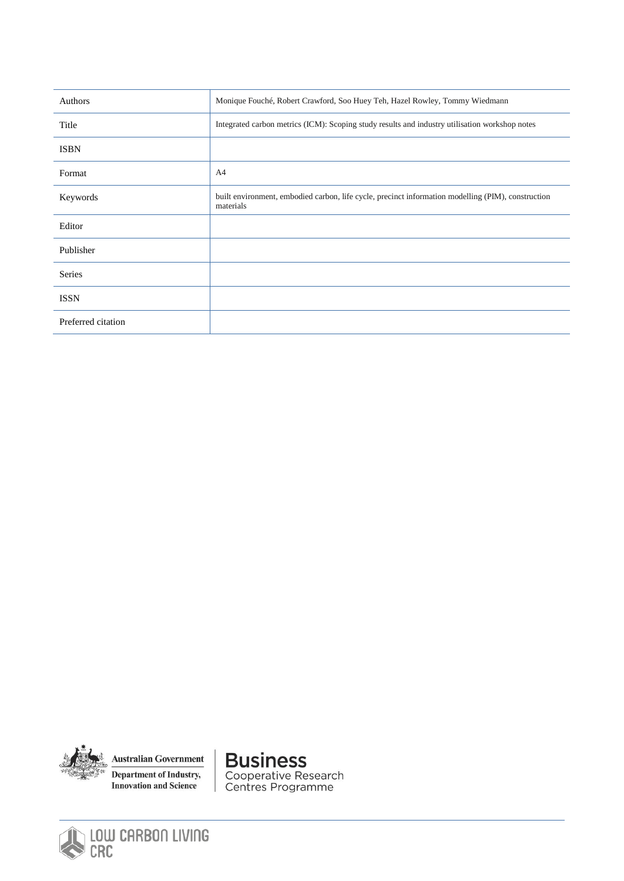| | |
|---|---|
| Authors | Monique Fouché, Robert Crawford, Soo Huey Teh, Hazel Rowley, Tommy Wiedmann |
| Title | Integrated carbon metrics (ICM): Scoping study results and industry utilisation workshop notes |
| ISBN | |
| Format | A4 |
| Keywords | built environment, embodied carbon, life cycle, precinct information modelling (PIM), construction materials |
| Editor | |
| Publisher | |
| Series | |
| ISSN | |
| Preferred citation | |

Australian Government
Department of Industry, Innovation and Science

Business Cooperative Research Centres Programme

LOW CARBON LIVING CRC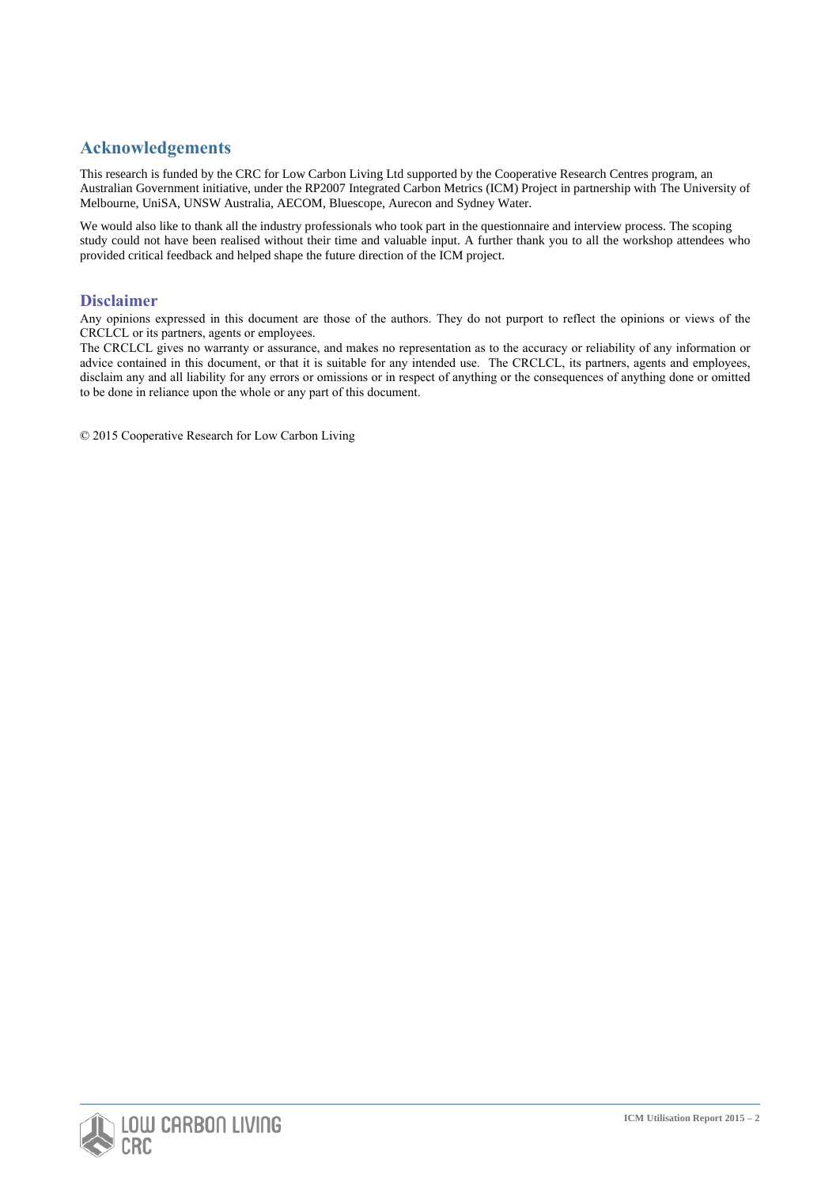## Acknowledgements

This research is funded by the CRC for Low Carbon Living Ltd supported by the Cooperative Research Centres program, an Australian Government initiative, under the RP2007 Integrated Carbon Metrics (ICM) Project in partnership with The University of Melbourne, UniSA, UNSW Australia, AECOM, Bluescope, Aurecon and Sydney Water.

We would also like to thank all the industry professionals who took part in the questionnaire and interview process. The scoping study could not have been realised without their time and valuable input. A further thank you to all the workshop attendees who provided critical feedback and helped shape the future direction of the ICM project.

## Disclaimer

Any opinions expressed in this document are those of the authors. They do not purport to reflect the opinions or views of the CRCLCL or its partners, agents or employees.

The CRCLCL gives no warranty or assurance, and makes no representation as to the accuracy or reliability of any information or advice contained in this document, or that it is suitable for any intended use. The CRCLCL, its partners, agents and employees, disclaim any and all liability for any errors or omissions or in respect of anything or the consequences of anything done or omitted to be done in reliance upon the whole or any part of this document.

© 2015 Cooperative Research for Low Carbon Living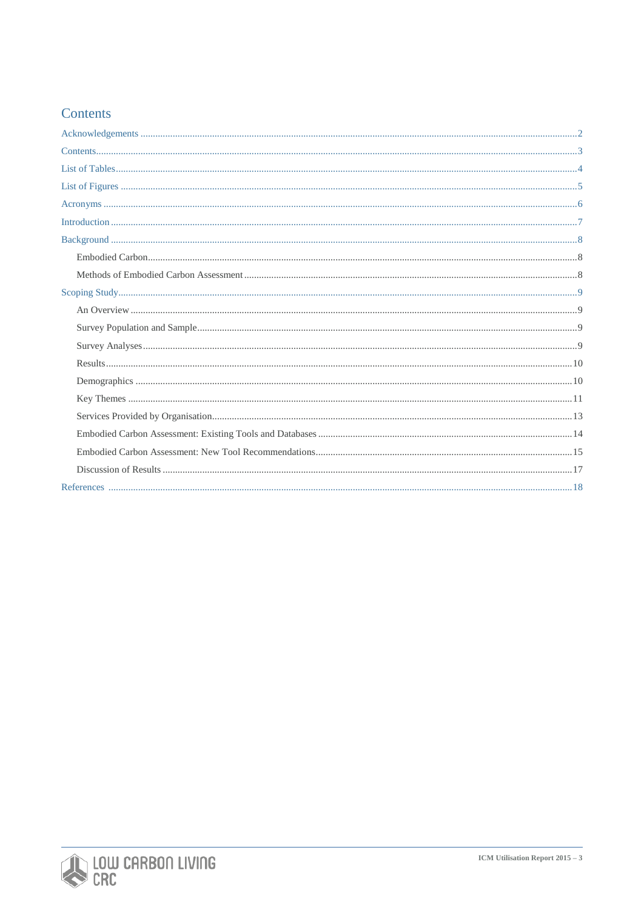# Contents

Acknowledgements ....................................................................................................................................................2

Contents....................................................................................................................................................................3

List of Tables............................................................................................................................................................4

List of Figures ..........................................................................................................................................................5

Acronyms .................................................................................................................................................................6

Introduction ..............................................................................................................................................................7

Background ..............................................................................................................................................................8

- Embodied Carbon.................................................................................................................................................8
- Methods of Embodied Carbon Assessment ..........................................................................................................8

Scoping Study...........................................................................................................................................................9

- An Overview .........................................................................................................................................................9
- Survey Population and Sample.............................................................................................................................9
- Survey Analyses ...................................................................................................................................................9
- Results.................................................................................................................................................................10
- Demographics .....................................................................................................................................................10
- Key Themes ........................................................................................................................................................11
- Services Provided by Organisation.....................................................................................................................13
- Embodied Carbon Assessment: Existing Tools and Databases ..........................................................................14
- Embodied Carbon Assessment: New Tool Recommendations...........................................................................15
- Discussion of Results .........................................................................................................................................17

References ..............................................................................................................................................................18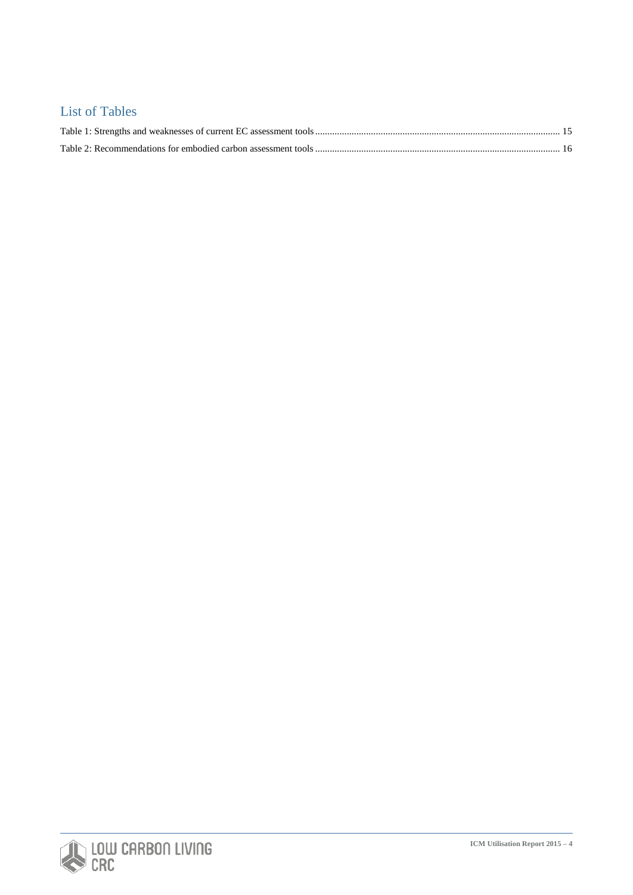## List of Tables

Table 1: Strengths and weaknesses of current EC assessment tools .......... 15

Table 2: Recommendations for embodied carbon assessment tools .......... 16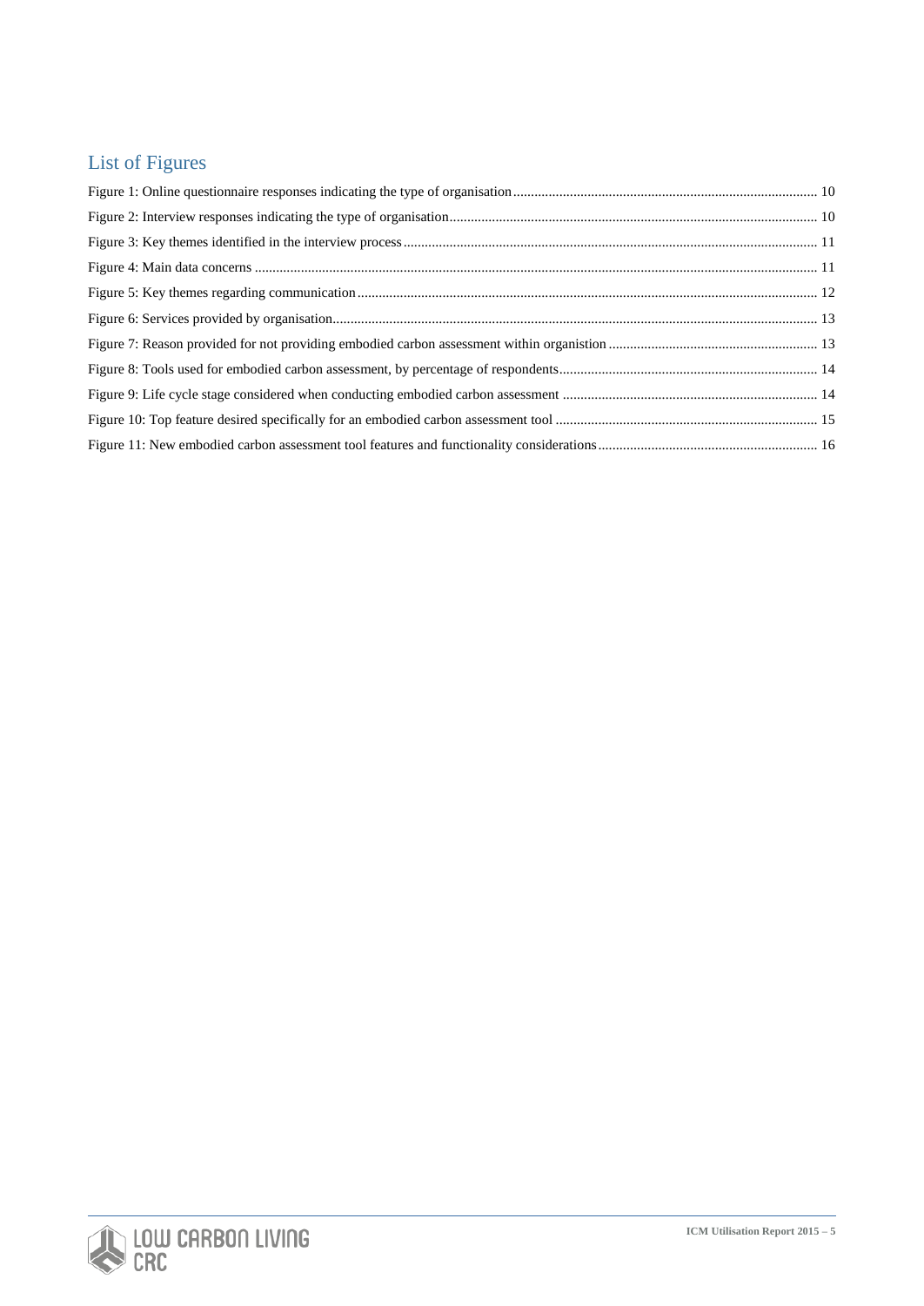## List of Figures

Figure 1: Online questionnaire responses indicating the type of organisation ..... 10

Figure 2: Interview responses indicating the type of organisation ..... 10

Figure 3: Key themes identified in the interview process ..... 11

Figure 4: Main data concerns ..... 11

Figure 5: Key themes regarding communication ..... 12

Figure 6: Services provided by organisation ..... 13

Figure 7: Reason provided for not providing embodied carbon assessment within organistion ..... 13

Figure 8: Tools used for embodied carbon assessment, by percentage of respondents ..... 14

Figure 9: Life cycle stage considered when conducting embodied carbon assessment ..... 14

Figure 10: Top feature desired specifically for an embodied carbon assessment tool ..... 15

Figure 11: New embodied carbon assessment tool features and functionality considerations ..... 16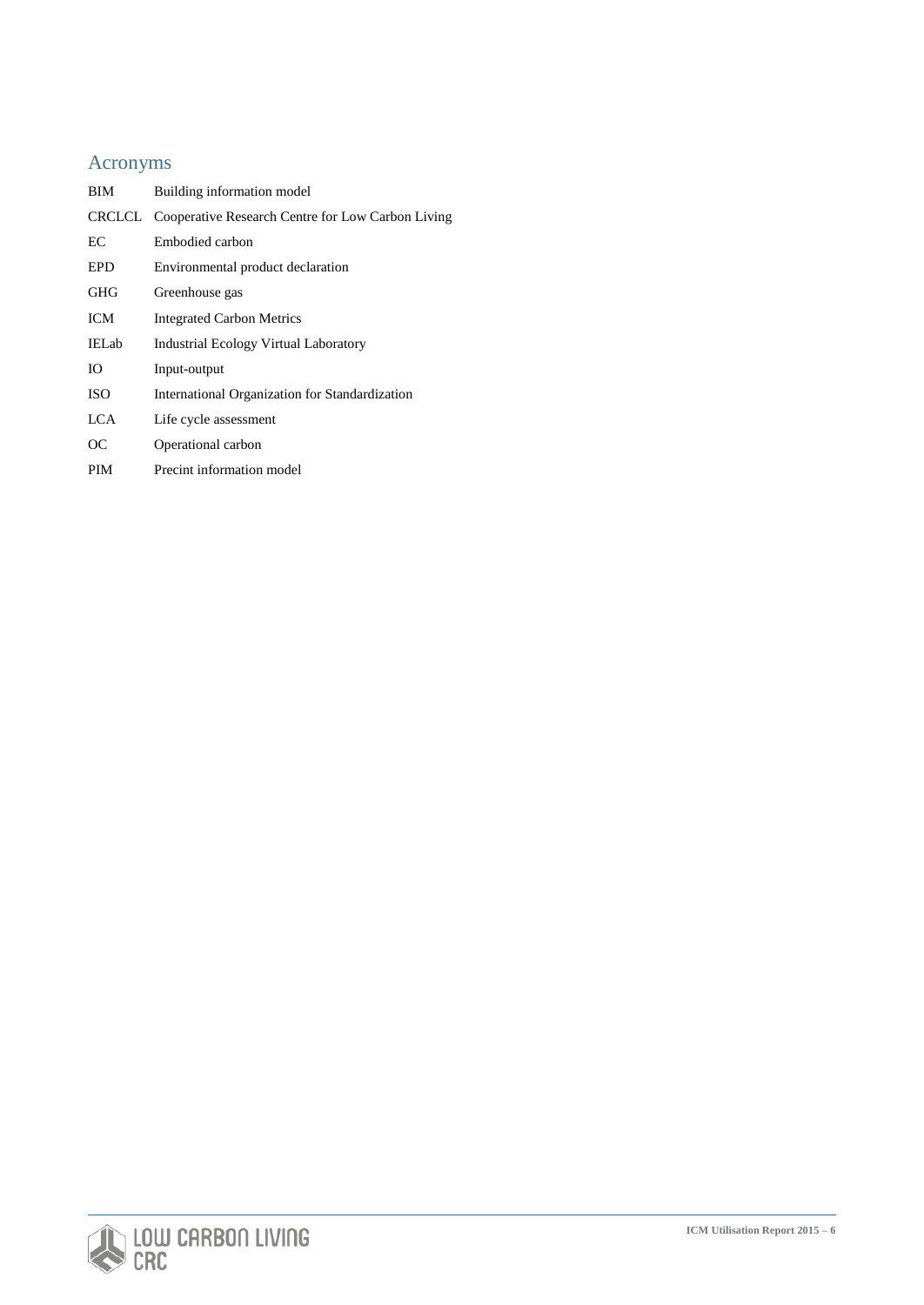## Acronyms

| | |
|---|---|
| BIM | Building information model |
| CRCLCL | Cooperative Research Centre for Low Carbon Living |
| EC | Embodied carbon |
| EPD | Environmental product declaration |
| GHG | Greenhouse gas |
| ICM | Integrated Carbon Metrics |
| IELab | Industrial Ecology Virtual Laboratory |
| IO | Input-output |
| ISO | International Organization for Standardization |
| LCA | Life cycle assessment |
| OC | Operational carbon |
| PIM | Precint information model |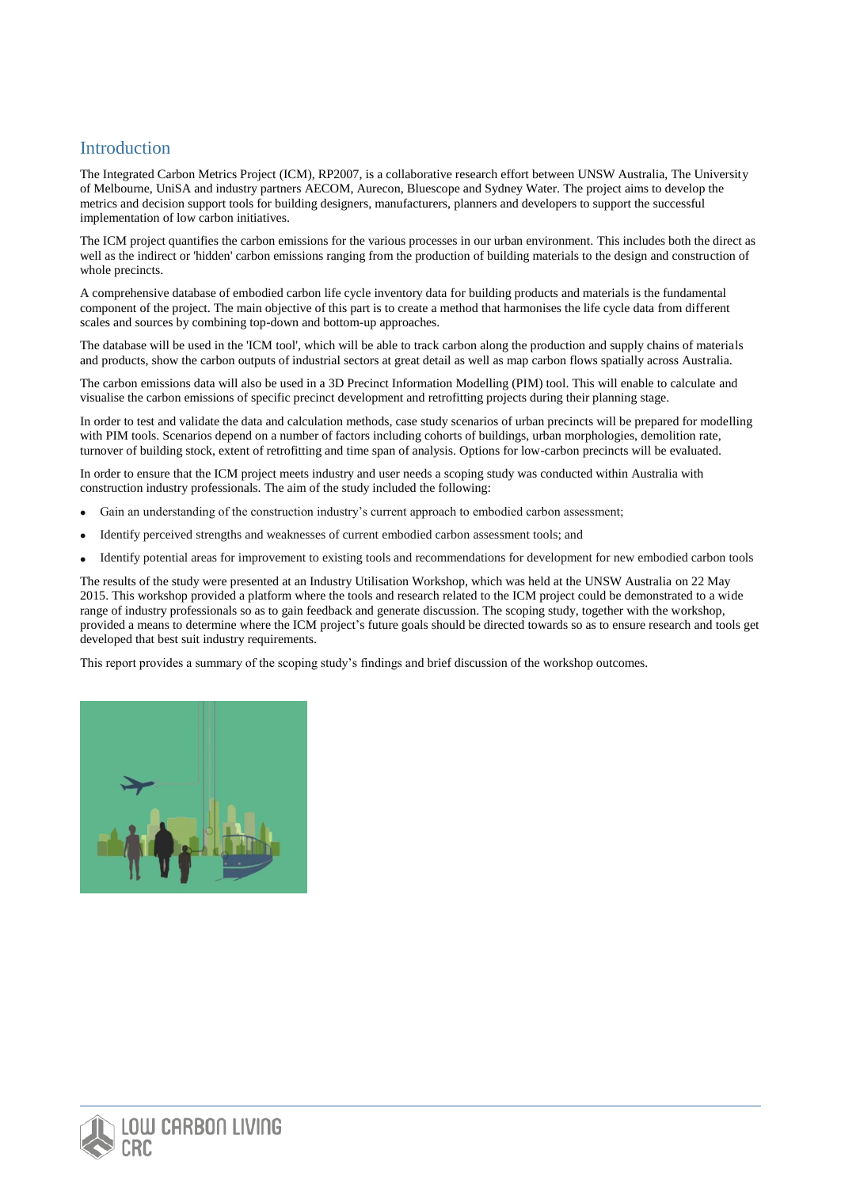# Introduction

The Integrated Carbon Metrics Project (ICM), RP2007, is a collaborative research effort between UNSW Australia, The University of Melbourne, UniSA and industry partners AECOM, Aurecon, Bluescope and Sydney Water. The project aims to develop the metrics and decision support tools for building designers, manufacturers, planners and developers to support the successful implementation of low carbon initiatives.

The ICM project quantifies the carbon emissions for the various processes in our urban environment. This includes both the direct as well as the indirect or 'hidden' carbon emissions ranging from the production of building materials to the design and construction of whole precincts.

A comprehensive database of embodied carbon life cycle inventory data for building products and materials is the fundamental component of the project. The main objective of this part is to create a method that harmonises the life cycle data from different scales and sources by combining top-down and bottom-up approaches.

The database will be used in the 'ICM tool', which will be able to track carbon along the production and supply chains of materials and products, show the carbon outputs of industrial sectors at great detail as well as map carbon flows spatially across Australia.

The carbon emissions data will also be used in a 3D Precinct Information Modelling (PIM) tool. This will enable to calculate and visualise the carbon emissions of specific precinct development and retrofitting projects during their planning stage.

In order to test and validate the data and calculation methods, case study scenarios of urban precincts will be prepared for modelling with PIM tools. Scenarios depend on a number of factors including cohorts of buildings, urban morphologies, demolition rate, turnover of building stock, extent of retrofitting and time span of analysis. Options for low-carbon precincts will be evaluated.

In order to ensure that the ICM project meets industry and user needs a scoping study was conducted within Australia with construction industry professionals. The aim of the study included the following:

- Gain an understanding of the construction industry's current approach to embodied carbon assessment;
- Identify perceived strengths and weaknesses of current embodied carbon assessment tools; and
- Identify potential areas for improvement to existing tools and recommendations for development for new embodied carbon tools

The results of the study were presented at an Industry Utilisation Workshop, which was held at the UNSW Australia on 22 May 2015. This workshop provided a platform where the tools and research related to the ICM project could be demonstrated to a wide range of industry professionals so as to gain feedback and generate discussion. The scoping study, together with the workshop, provided a means to determine where the ICM project's future goals should be directed towards so as to ensure research and tools get developed that best suit industry requirements.

This report provides a summary of the scoping study's findings and brief discussion of the workshop outcomes.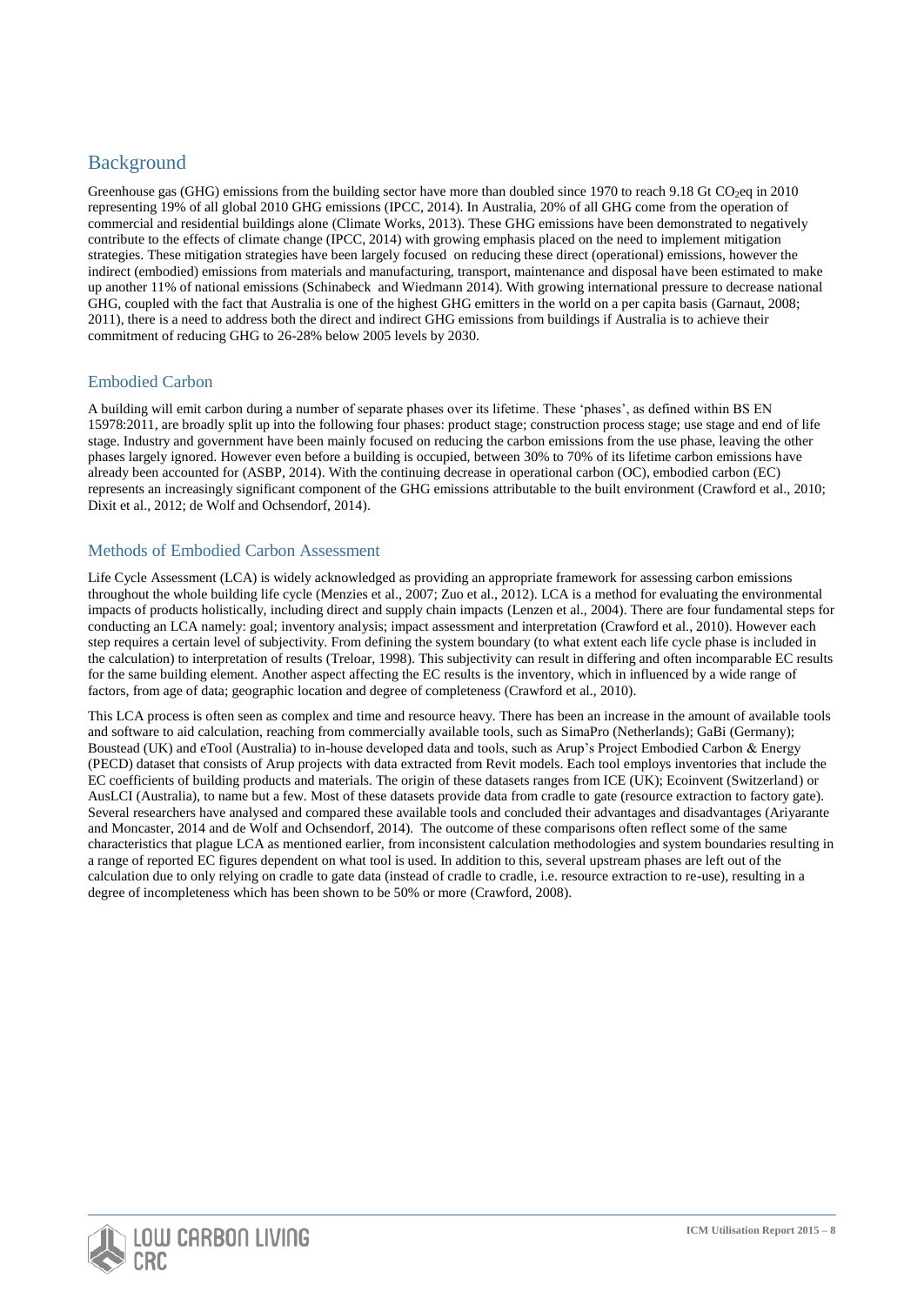## Background

Greenhouse gas (GHG) emissions from the building sector have more than doubled since 1970 to reach 9.18 Gt $CO_2$eq in 2010 representing 19% of all global 2010 GHG emissions (IPCC, 2014). In Australia, 20% of all GHG come from the operation of commercial and residential buildings alone (Climate Works, 2013). These GHG emissions have been demonstrated to negatively contribute to the effects of climate change (IPCC, 2014) with growing emphasis placed on the need to implement mitigation strategies. These mitigation strategies have been largely focused on reducing these direct (operational) emissions, however the indirect (embodied) emissions from materials and manufacturing, transport, maintenance and disposal have been estimated to make up another 11% of national emissions (Schinabeck and Wiedmann 2014). With growing international pressure to decrease national GHG, coupled with the fact that Australia is one of the highest GHG emitters in the world on a per capita basis (Garnaut, 2008; 2011), there is a need to address both the direct and indirect GHG emissions from buildings if Australia is to achieve their commitment of reducing GHG to 26-28% below 2005 levels by 2030.

### Embodied Carbon

A building will emit carbon during a number of separate phases over its lifetime. These 'phases', as defined within BS EN 15978:2011, are broadly split up into the following four phases: product stage; construction process stage; use stage and end of life stage. Industry and government have been mainly focused on reducing the carbon emissions from the use phase, leaving the other phases largely ignored. However even before a building is occupied, between 30% to 70% of its lifetime carbon emissions have already been accounted for (ASBP, 2014). With the continuing decrease in operational carbon (OC), embodied carbon (EC) represents an increasingly significant component of the GHG emissions attributable to the built environment (Crawford et al., 2010; Dixit et al., 2012; de Wolf and Ochsendorf, 2014).

### Methods of Embodied Carbon Assessment

Life Cycle Assessment (LCA) is widely acknowledged as providing an appropriate framework for assessing carbon emissions throughout the whole building life cycle (Menzies et al., 2007; Zuo et al., 2012). LCA is a method for evaluating the environmental impacts of products holistically, including direct and supply chain impacts (Lenzen et al., 2004). There are four fundamental steps for conducting an LCA namely: goal; inventory analysis; impact assessment and interpretation (Crawford et al., 2010). However each step requires a certain level of subjectivity. From defining the system boundary (to what extent each life cycle phase is included in the calculation) to interpretation of results (Treloar, 1998). This subjectivity can result in differing and often incomparable EC results for the same building element. Another aspect affecting the EC results is the inventory, which in influenced by a wide range of factors, from age of data; geographic location and degree of completeness (Crawford et al., 2010).

This LCA process is often seen as complex and time and resource heavy. There has been an increase in the amount of available tools and software to aid calculation, reaching from commercially available tools, such as SimaPro (Netherlands); GaBi (Germany); Boustead (UK) and eTool (Australia) to in-house developed data and tools, such as Arup's Project Embodied Carbon & Energy (PECD) dataset that consists of Arup projects with data extracted from Revit models. Each tool employs inventories that include the EC coefficients of building products and materials. The origin of these datasets ranges from ICE (UK); Ecoinvent (Switzerland) or AusLCI (Australia), to name but a few. Most of these datasets provide data from cradle to gate (resource extraction to factory gate). Several researchers have analysed and compared these available tools and concluded their advantages and disadvantages (Ariyarante and Moncaster, 2014 and de Wolf and Ochsendorf, 2014). The outcome of these comparisons often reflect some of the same characteristics that plague LCA as mentioned earlier, from inconsistent calculation methodologies and system boundaries resulting in a range of reported EC figures dependent on what tool is used. In addition to this, several upstream phases are left out of the calculation due to only relying on cradle to gate data (instead of cradle to cradle, i.e. resource extraction to re-use), resulting in a degree of incompleteness which has been shown to be 50% or more (Crawford, 2008).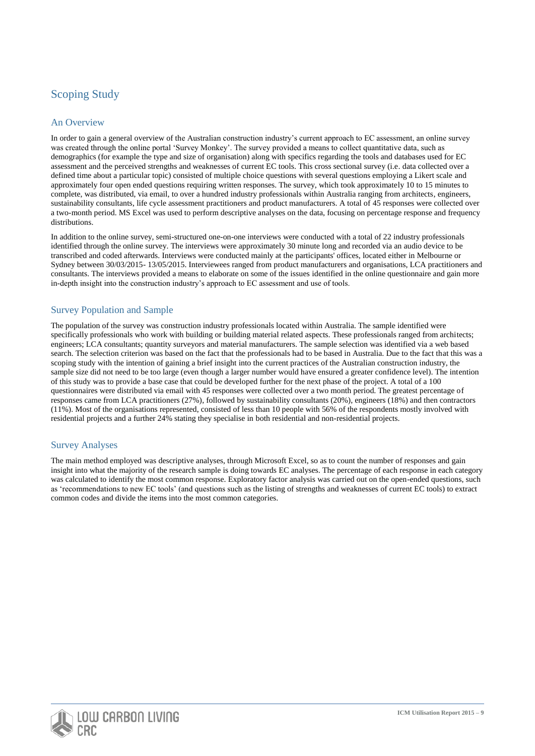# Scoping Study

## An Overview

In order to gain a general overview of the Australian construction industry's current approach to EC assessment, an online survey was created through the online portal 'Survey Monkey'. The survey provided a means to collect quantitative data, such as demographics (for example the type and size of organisation) along with specifics regarding the tools and databases used for EC assessment and the perceived strengths and weaknesses of current EC tools. This cross sectional survey (i.e. data collected over a defined time about a particular topic) consisted of multiple choice questions with several questions employing a Likert scale and approximately four open ended questions requiring written responses. The survey, which took approximately 10 to 15 minutes to complete, was distributed, via email, to over a hundred industry professionals within Australia ranging from architects, engineers, sustainability consultants, life cycle assessment practitioners and product manufacturers. A total of 45 responses were collected over a two-month period. MS Excel was used to perform descriptive analyses on the data, focusing on percentage response and frequency distributions.

In addition to the online survey, semi-structured one-on-one interviews were conducted with a total of 22 industry professionals identified through the online survey. The interviews were approximately 30 minute long and recorded via an audio device to be transcribed and coded afterwards. Interviews were conducted mainly at the participants' offices, located either in Melbourne or Sydney between 30/03/2015- 13/05/2015. Interviewees ranged from product manufacturers and organisations, LCA practitioners and consultants. The interviews provided a means to elaborate on some of the issues identified in the online questionnaire and gain more in-depth insight into the construction industry's approach to EC assessment and use of tools.

## Survey Population and Sample

The population of the survey was construction industry professionals located within Australia. The sample identified were specifically professionals who work with building or building material related aspects. These professionals ranged from architects; engineers; LCA consultants; quantity surveyors and material manufacturers. The sample selection was identified via a web based search. The selection criterion was based on the fact that the professionals had to be based in Australia. Due to the fact that this was a scoping study with the intention of gaining a brief insight into the current practices of the Australian construction industry, the sample size did not need to be too large (even though a larger number would have ensured a greater confidence level). The intention of this study was to provide a base case that could be developed further for the next phase of the project. A total of a 100 questionnaires were distributed via email with 45 responses were collected over a two month period. The greatest percentage of responses came from LCA practitioners (27%), followed by sustainability consultants (20%), engineers (18%) and then contractors (11%). Most of the organisations represented, consisted of less than 10 people with 56% of the respondents mostly involved with residential projects and a further 24% stating they specialise in both residential and non-residential projects.

## Survey Analyses

The main method employed was descriptive analyses, through Microsoft Excel, so as to count the number of responses and gain insight into what the majority of the research sample is doing towards EC analyses. The percentage of each response in each category was calculated to identify the most common response. Exploratory factor analysis was carried out on the open-ended questions, such as 'recommendations to new EC tools' (and questions such as the listing of strengths and weaknesses of current EC tools) to extract common codes and divide the items into the most common categories.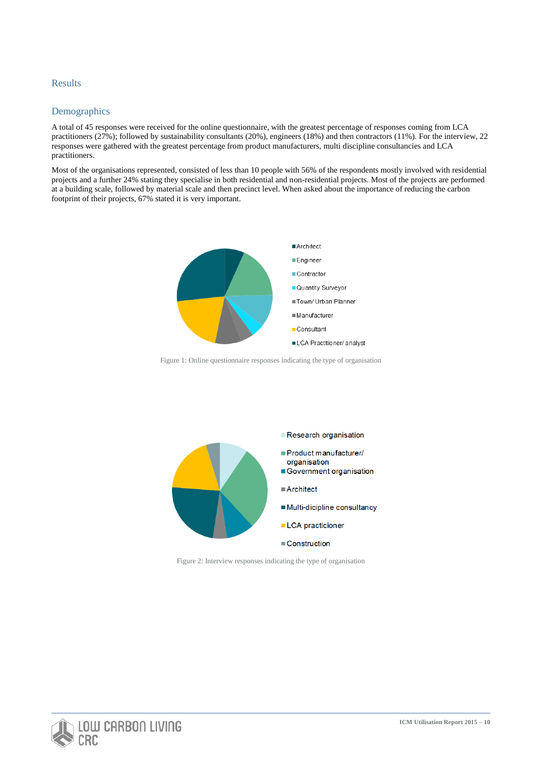## Results

### Demographics

A total of 45 responses were received for the online questionnaire, with the greatest percentage of responses coming from LCA practitioners (27%); followed by sustainability consultants (20%), engineers (18%) and then contractors (11%). For the interview, 22 responses were gathered with the greatest percentage from product manufacturers, multi discipline consultancies and LCA practitioners.

Most of the organisations represented, consisted of less than 10 people with 56% of the respondents mostly involved with residential projects and a further 24% stating they specialise in both residential and non-residential projects. Most of the projects are performed at a building scale, followed by material scale and then precinct level. When asked about the importance of reducing the carbon footprint of their projects, 67% stated it is very important.

Figure 1: Online questionnaire responses indicating the type of organisation

Figure 2: Interview responses indicating the type of organisation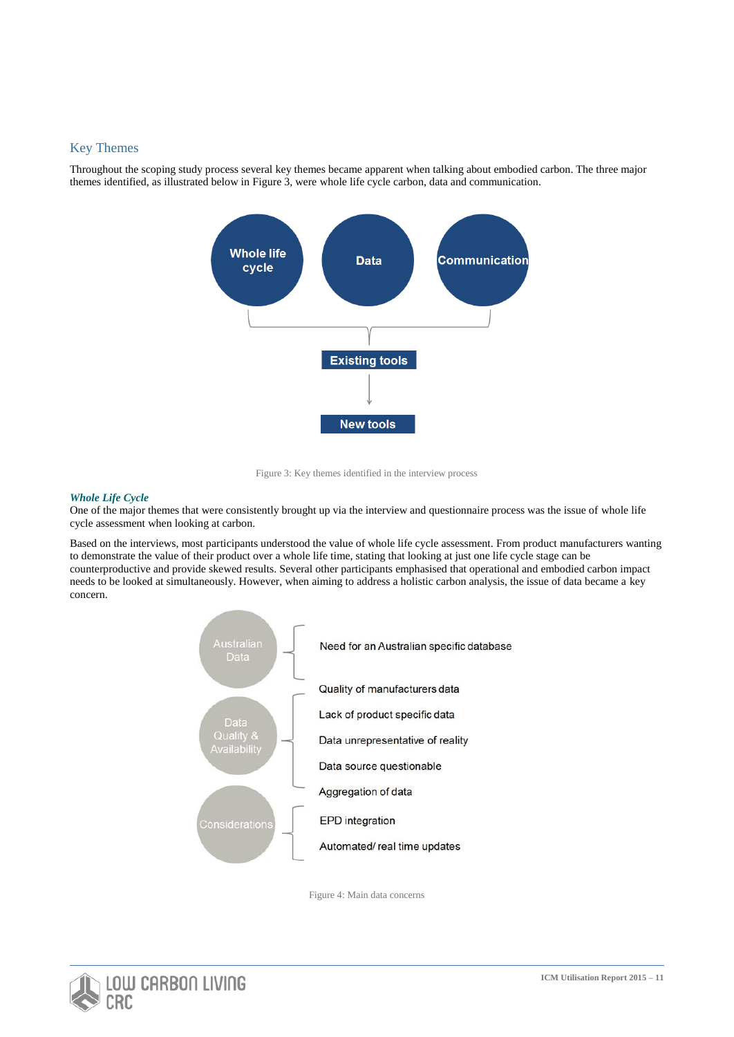## Key Themes

Throughout the scoping study process several key themes became apparent when talking about embodied carbon. The three major themes identified, as illustrated below in Figure 3, were whole life cycle carbon, data and communication.

Whole life cycle

Data

Communication

Existing tools

New tools

Figure 3: Key themes identified in the interview process

***Whole Life Cycle***

One of the major themes that were consistently brought up via the interview and questionnaire process was the issue of whole life cycle assessment when looking at carbon.

Based on the interviews, most participants understood the value of whole life cycle assessment. From product manufacturers wanting to demonstrate the value of their product over a whole life time, stating that looking at just one life cycle stage can be counterproductive and provide skewed results. Several other participants emphasised that operational and embodied carbon impact needs to be looked at simultaneously. However, when aiming to address a holistic carbon analysis, the issue of data became a key concern.

Australian Data
- Need for an Australian specific database

Data Quality & Availability
- Quality of manufacturers data
- Lack of product specific data
- Data unrepresentative of reality
- Data source questionable
- Aggregation of data

Considerations
- EPD integration
- Automated/ real time updates

Figure 4: Main data concerns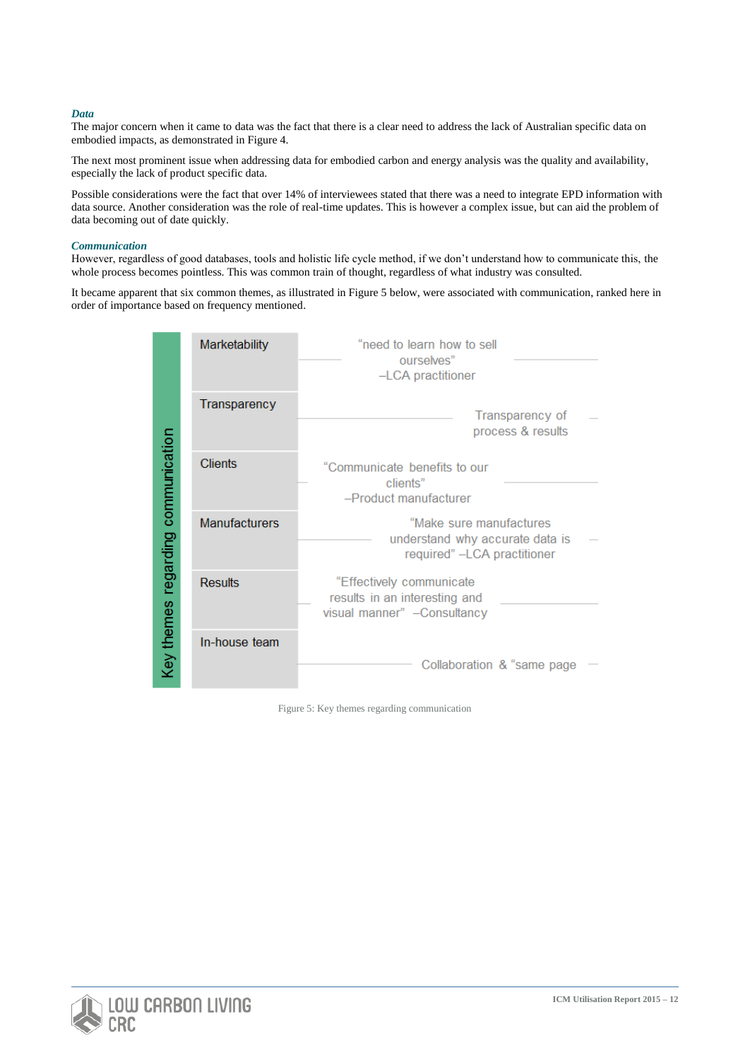### *Data*

The major concern when it came to data was the fact that there is a clear need to address the lack of Australian specific data on embodied impacts, as demonstrated in Figure 4.

The next most prominent issue when addressing data for embodied carbon and energy analysis was the quality and availability, especially the lack of product specific data.

Possible considerations were the fact that over 14% of interviewees stated that there was a need to integrate EPD information with data source. Another consideration was the role of real-time updates. This is however a complex issue, but can aid the problem of data becoming out of date quickly.

### *Communication*

However, regardless of good databases, tools and holistic life cycle method, if we don't understand how to communicate this, the whole process becomes pointless. This was common train of thought, regardless of what industry was consulted.

It became apparent that six common themes, as illustrated in Figure 5 below, were associated with communication, ranked here in order of importance based on frequency mentioned.

| Key themes regarding communication | |
|---|---|
| Marketability | "need to learn how to sell ourselves" –LCA practitioner |
| Transparency | Transparency of process & results |
| Clients | "Communicate benefits to our clients" –Product manufacturer |
| Manufacturers | "Make sure manufactures understand why accurate data is required" –LCA practitioner |
| Results | "Effectively communicate results in an interesting and visual manner" –Consultancy |
| In-house team | Collaboration & "same page |

Figure 5: Key themes regarding communication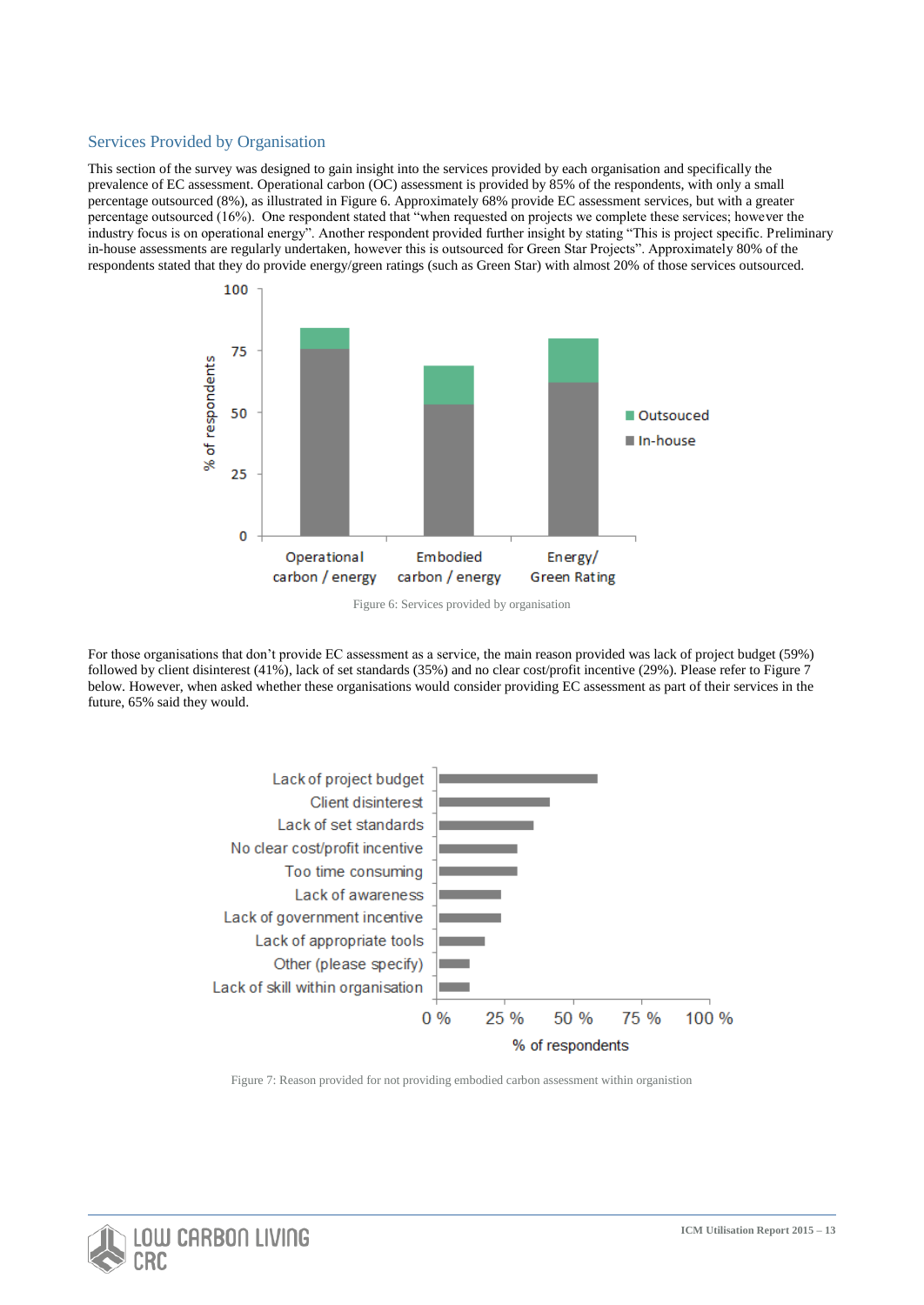## Services Provided by Organisation

This section of the survey was designed to gain insight into the services provided by each organisation and specifically the prevalence of EC assessment. Operational carbon (OC) assessment is provided by 85% of the respondents, with only a small percentage outsourced (8%), as illustrated in Figure 6. Approximately 68% provide EC assessment services, but with a greater percentage outsourced (16%). One respondent stated that "when requested on projects we complete these services; however the industry focus is on operational energy". Another respondent provided further insight by stating "This is project specific. Preliminary in-house assessments are regularly undertaken, however this is outsourced for Green Star Projects". Approximately 80% of the respondents stated that they do provide energy/green ratings (such as Green Star) with almost 20% of those services outsourced.

Figure 6: Services provided by organisation

For those organisations that don't provide EC assessment as a service, the main reason provided was lack of project budget (59%) followed by client disinterest (41%), lack of set standards (35%) and no clear cost/profit incentive (29%). Please refer to Figure 7 below. However, when asked whether these organisations would consider providing EC assessment as part of their services in the future, 65% said they would.

Figure 7: Reason provided for not providing embodied carbon assessment within organistion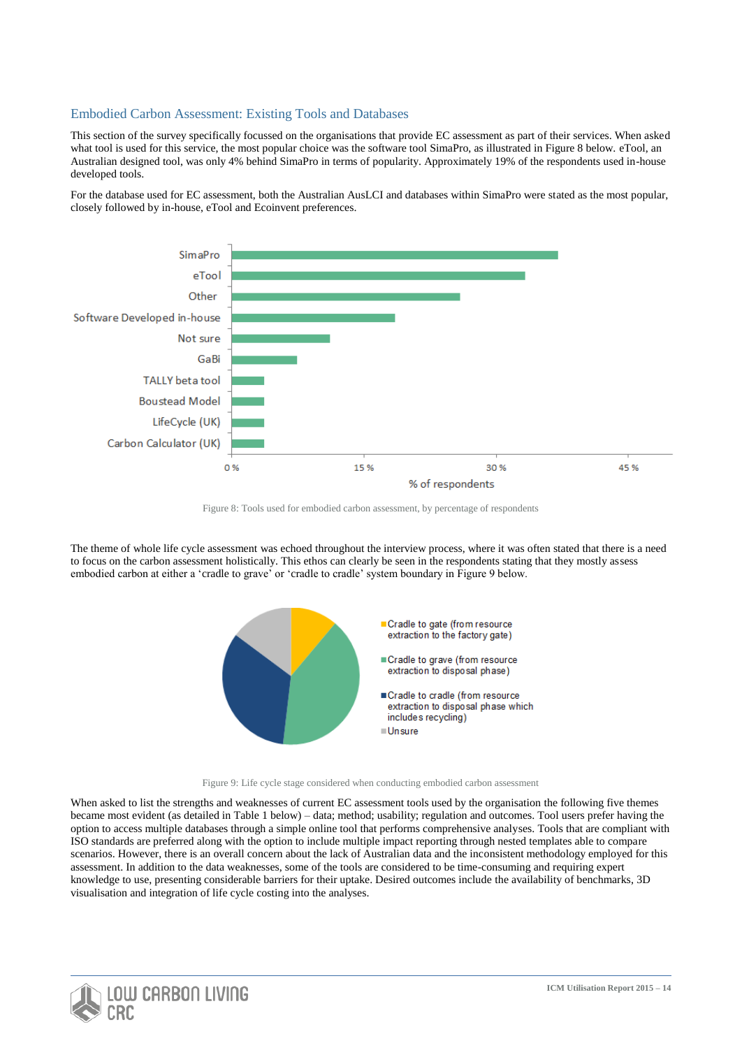## Embodied Carbon Assessment: Existing Tools and Databases

This section of the survey specifically focussed on the organisations that provide EC assessment as part of their services. When asked what tool is used for this service, the most popular choice was the software tool SimaPro, as illustrated in Figure 8 below. eTool, an Australian designed tool, was only 4% behind SimaPro in terms of popularity. Approximately 19% of the respondents used in-house developed tools.

For the database used for EC assessment, both the Australian AusLCI and databases within SimaPro were stated as the most popular, closely followed by in-house, eTool and Ecoinvent preferences.

Figure 8: Tools used for embodied carbon assessment, by percentage of respondents

The theme of whole life cycle assessment was echoed throughout the interview process, where it was often stated that there is a need to focus on the carbon assessment holistically. This ethos can clearly be seen in the respondents stating that they mostly assess embodied carbon at either a 'cradle to grave' or 'cradle to cradle' system boundary in Figure 9 below.

Figure 9: Life cycle stage considered when conducting embodied carbon assessment

When asked to list the strengths and weaknesses of current EC assessment tools used by the organisation the following five themes became most evident (as detailed in Table 1 below) – data; method; usability; regulation and outcomes. Tool users prefer having the option to access multiple databases through a simple online tool that performs comprehensive analyses. Tools that are compliant with ISO standards are preferred along with the option to include multiple impact reporting through nested templates able to compare scenarios. However, there is an overall concern about the lack of Australian data and the inconsistent methodology employed for this assessment. In addition to the data weaknesses, some of the tools are considered to be time-consuming and requiring expert knowledge to use, presenting considerable barriers for their uptake. Desired outcomes include the availability of benchmarks, 3D visualisation and integration of life cycle costing into the analyses.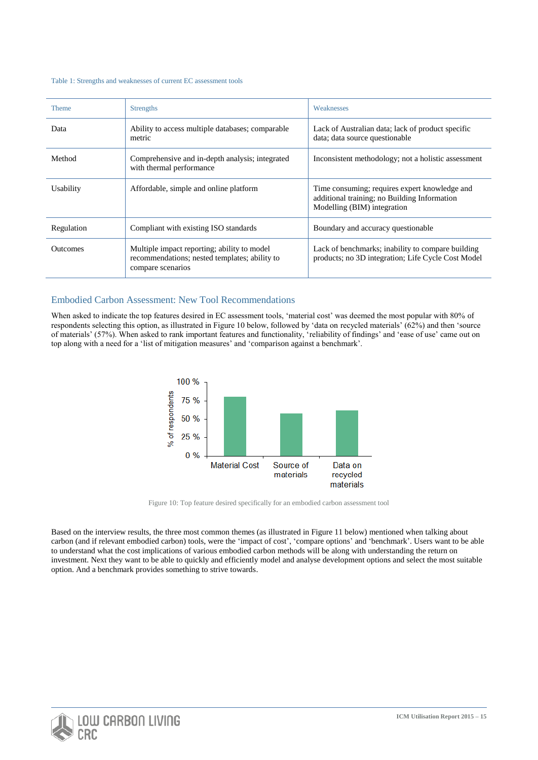Table 1: Strengths and weaknesses of current EC assessment tools

| Theme | Strengths | Weaknesses |
|---|---|---|
| Data | Ability to access multiple databases; comparable metric | Lack of Australian data; lack of product specific data; data source questionable |
| Method | Comprehensive and in-depth analysis; integrated with thermal performance | Inconsistent methodology; not a holistic assessment |
| Usability | Affordable, simple and online platform | Time consuming; requires expert knowledge and additional training; no Building Information Modelling (BIM) integration |
| Regulation | Compliant with existing ISO standards | Boundary and accuracy questionable |
| Outcomes | Multiple impact reporting; ability to model recommendations; nested templates; ability to compare scenarios | Lack of benchmarks; inability to compare building products; no 3D integration; Life Cycle Cost Model |

## Embodied Carbon Assessment: New Tool Recommendations

When asked to indicate the top features desired in EC assessment tools, 'material cost' was deemed the most popular with 80% of respondents selecting this option, as illustrated in Figure 10 below, followed by 'data on recycled materials' (62%) and then 'source of materials' (57%). When asked to rank important features and functionality, 'reliability of findings' and 'ease of use' came out on top along with a need for a 'list of mitigation measures' and 'comparison against a benchmark'.

Figure 10: Top feature desired specifically for an embodied carbon assessment tool

Based on the interview results, the three most common themes (as illustrated in Figure 11 below) mentioned when talking about carbon (and if relevant embodied carbon) tools, were the 'impact of cost', 'compare options' and 'benchmark'. Users want to be able to understand what the cost implications of various embodied carbon methods will be along with understanding the return on investment. Next they want to be able to quickly and efficiently model and analyse development options and select the most suitable option. And a benchmark provides something to strive towards.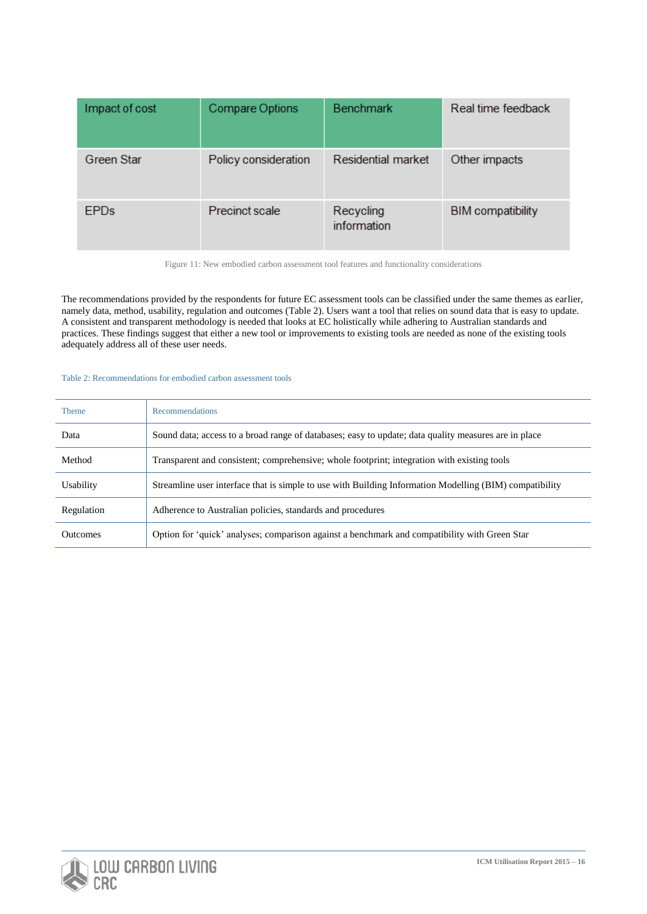| Impact of cost | Compare Options | Benchmark | Real time feedback |
|---|---|---|---|
| Green Star | Policy consideration | Residential market | Other impacts |
| EPDs | Precinct scale | Recycling information | BIM compatibility |

Figure 11: New embodied carbon assessment tool features and functionality considerations

The recommendations provided by the respondents for future EC assessment tools can be classified under the same themes as earlier, namely data, method, usability, regulation and outcomes (Table 2). Users want a tool that relies on sound data that is easy to update. A consistent and transparent methodology is needed that looks at EC holistically while adhering to Australian standards and practices. These findings suggest that either a new tool or improvements to existing tools are needed as none of the existing tools adequately address all of these user needs.

Table 2: Recommendations for embodied carbon assessment tools

| Theme | Recommendations |
|---|---|
| Data | Sound data; access to a broad range of databases; easy to update; data quality measures are in place |
| Method | Transparent and consistent; comprehensive; whole footprint; integration with existing tools |
| Usability | Streamline user interface that is simple to use with Building Information Modelling (BIM) compatibility |
| Regulation | Adherence to Australian policies, standards and procedures |
| Outcomes | Option for 'quick' analyses; comparison against a benchmark and compatibility with Green Star |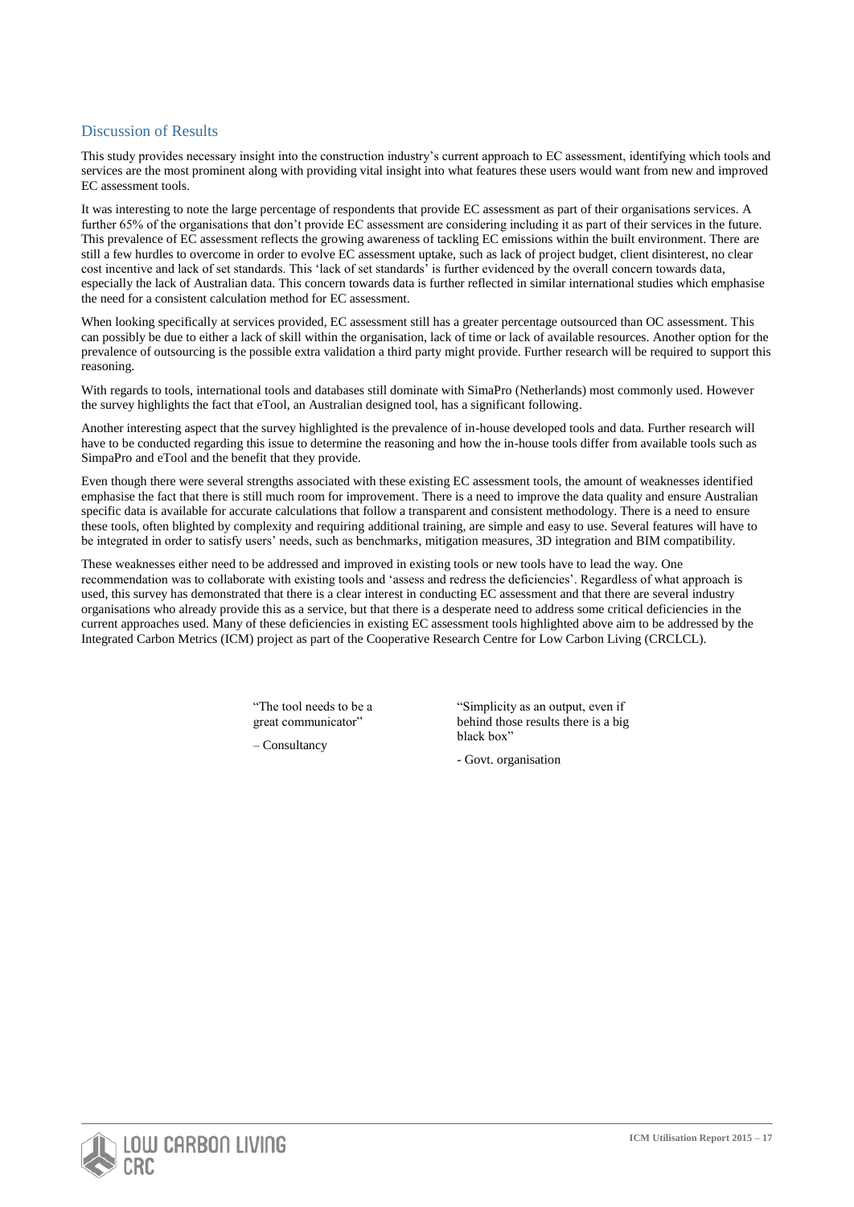## Discussion of Results

This study provides necessary insight into the construction industry's current approach to EC assessment, identifying which tools and services are the most prominent along with providing vital insight into what features these users would want from new and improved EC assessment tools.

It was interesting to note the large percentage of respondents that provide EC assessment as part of their organisations services. A further 65% of the organisations that don't provide EC assessment are considering including it as part of their services in the future. This prevalence of EC assessment reflects the growing awareness of tackling EC emissions within the built environment. There are still a few hurdles to overcome in order to evolve EC assessment uptake, such as lack of project budget, client disinterest, no clear cost incentive and lack of set standards. This 'lack of set standards' is further evidenced by the overall concern towards data, especially the lack of Australian data. This concern towards data is further reflected in similar international studies which emphasise the need for a consistent calculation method for EC assessment.

When looking specifically at services provided, EC assessment still has a greater percentage outsourced than OC assessment. This can possibly be due to either a lack of skill within the organisation, lack of time or lack of available resources. Another option for the prevalence of outsourcing is the possible extra validation a third party might provide. Further research will be required to support this reasoning.

With regards to tools, international tools and databases still dominate with SimaPro (Netherlands) most commonly used. However the survey highlights the fact that eTool, an Australian designed tool, has a significant following.

Another interesting aspect that the survey highlighted is the prevalence of in-house developed tools and data. Further research will have to be conducted regarding this issue to determine the reasoning and how the in-house tools differ from available tools such as SimpaPro and eTool and the benefit that they provide.

Even though there were several strengths associated with these existing EC assessment tools, the amount of weaknesses identified emphasise the fact that there is still much room for improvement. There is a need to improve the data quality and ensure Australian specific data is available for accurate calculations that follow a transparent and consistent methodology. There is a need to ensure these tools, often blighted by complexity and requiring additional training, are simple and easy to use. Several features will have to be integrated in order to satisfy users' needs, such as benchmarks, mitigation measures, 3D integration and BIM compatibility.

These weaknesses either need to be addressed and improved in existing tools or new tools have to lead the way. One recommendation was to collaborate with existing tools and 'assess and redress the deficiencies'. Regardless of what approach is used, this survey has demonstrated that there is a clear interest in conducting EC assessment and that there are several industry organisations who already provide this as a service, but that there is a desperate need to address some critical deficiencies in the current approaches used. Many of these deficiencies in existing EC assessment tools highlighted above aim to be addressed by the Integrated Carbon Metrics (ICM) project as part of the Cooperative Research Centre for Low Carbon Living (CRCLCL).

"The tool needs to be a great communicator"

– Consultancy

"Simplicity as an output, even if behind those results there is a big black box"

- Govt. organisation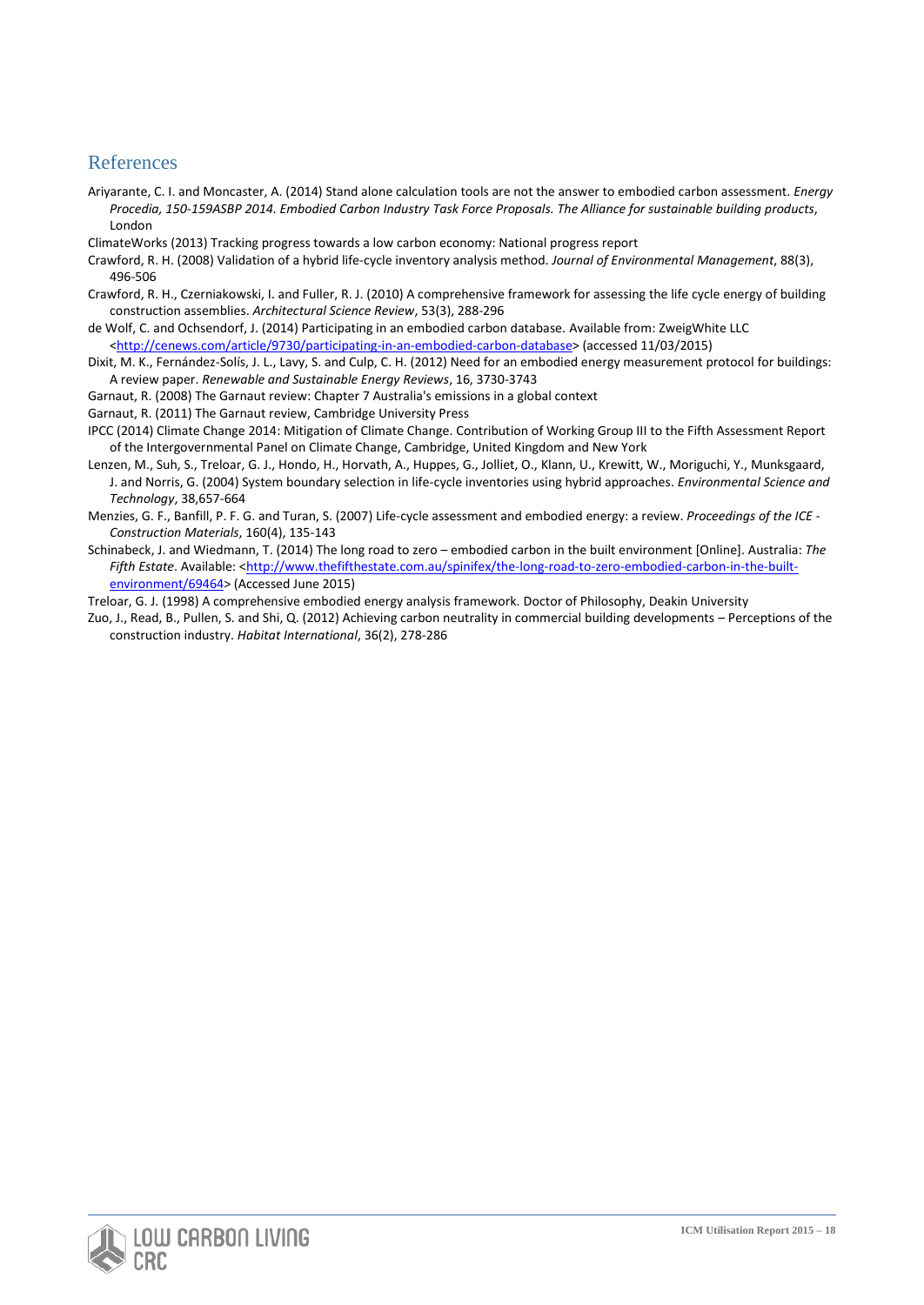## References

Ariyarante, C. I. and Moncaster, A. (2014) Stand alone calculation tools are not the answer to embodied carbon assessment. *Energy Procedia, 150-159ASBP 2014. Embodied Carbon Industry Task Force Proposals. The Alliance for sustainable building products*, London

ClimateWorks (2013) Tracking progress towards a low carbon economy: National progress report

Crawford, R. H. (2008) Validation of a hybrid life-cycle inventory analysis method. *Journal of Environmental Management*, 88(3), 496-506

Crawford, R. H., Czerniakowski, I. and Fuller, R. J. (2010) A comprehensive framework for assessing the life cycle energy of building construction assemblies. *Architectural Science Review*, 53(3), 288-296

de Wolf, C. and Ochsendorf, J. (2014) Participating in an embodied carbon database. Available from: ZweigWhite LLC <http://cenews.com/article/9730/participating-in-an-embodied-carbon-database> (accessed 11/03/2015)

Dixit, M. K., Fernández-Solís, J. L., Lavy, S. and Culp, C. H. (2012) Need for an embodied energy measurement protocol for buildings: A review paper. *Renewable and Sustainable Energy Reviews*, 16, 3730-3743

Garnaut, R. (2008) The Garnaut review: Chapter 7 Australia's emissions in a global context

Garnaut, R. (2011) The Garnaut review, Cambridge University Press

IPCC (2014) Climate Change 2014: Mitigation of Climate Change. Contribution of Working Group III to the Fifth Assessment Report of the Intergovernmental Panel on Climate Change, Cambridge, United Kingdom and New York

Lenzen, M., Suh, S., Treloar, G. J., Hondo, H., Horvath, A., Huppes, G., Jolliet, O., Klann, U., Krewitt, W., Moriguchi, Y., Munksgaard, J. and Norris, G. (2004) System boundary selection in life-cycle inventories using hybrid approaches. *Environmental Science and Technology*, 38,657-664

Menzies, G. F., Banfill, P. F. G. and Turan, S. (2007) Life-cycle assessment and embodied energy: a review. *Proceedings of the ICE - Construction Materials*, 160(4), 135-143

Schinabeck, J. and Wiedmann, T. (2014) The long road to zero – embodied carbon in the built environment [Online]. Australia: *The Fifth Estate*. Available: <http://www.thefifthestate.com.au/spinifex/the-long-road-to-zero-embodied-carbon-in-the-built-environment/69464> (Accessed June 2015)

Treloar, G. J. (1998) A comprehensive embodied energy analysis framework. Doctor of Philosophy, Deakin University

Zuo, J., Read, B., Pullen, S. and Shi, Q. (2012) Achieving carbon neutrality in commercial building developments – Perceptions of the construction industry. *Habitat International*, 36(2), 278-286